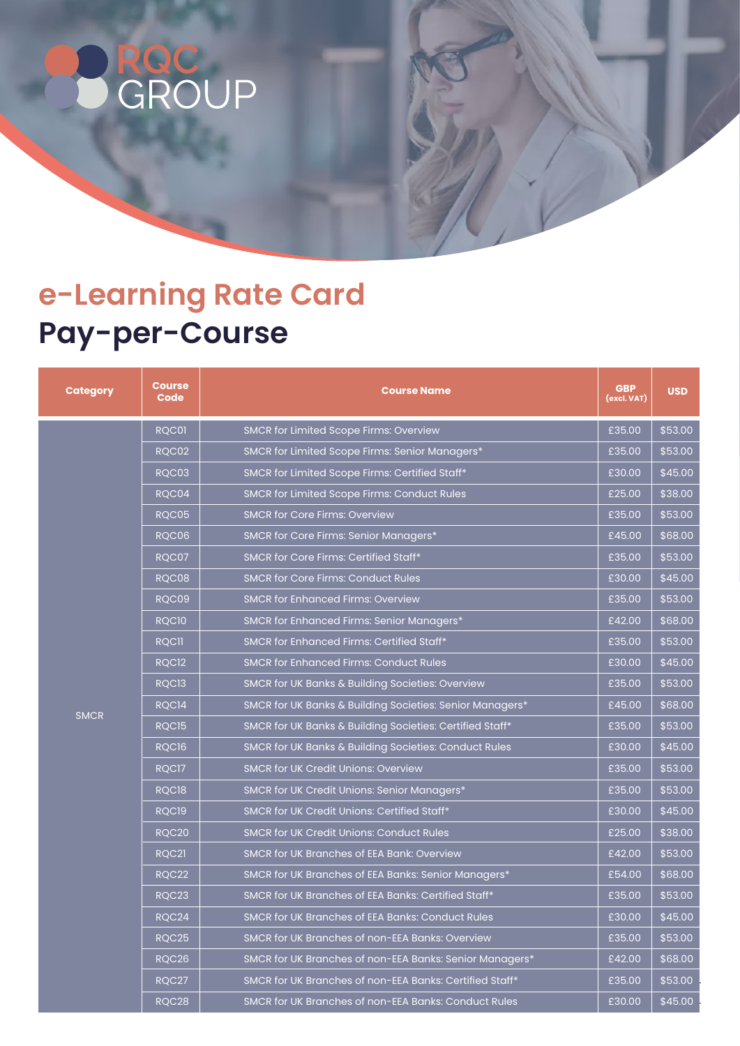RQC GROUP

# e-Learning Rate Card

## Pay-per-Course

| Category | Course Code | Course Name | GBP (excl. VAT) | USD |
|---|---|---|---|---|
| SMCR | RQC01 | SMCR for Limited Scope Firms: Overview | £35.00 | $53.00 |
| | RQC02 | SMCR for Limited Scope Firms: Senior Managers* | £35.00 | $53.00 |
| | RQC03 | SMCR for Limited Scope Firms: Certified Staff* | £30.00 | $45.00 |
| | RQC04 | SMCR for Limited Scope Firms: Conduct Rules | £25.00 | $38.00 |
| | RQC05 | SMCR for Core Firms: Overview | £35.00 | $53.00 |
| | RQC06 | SMCR for Core Firms: Senior Managers* | £45.00 | $68.00 |
| | RQC07 | SMCR for Core Firms: Certified Staff* | £35.00 | $53.00 |
| | RQC08 | SMCR for Core Firms: Conduct Rules | £30.00 | $45.00 |
| | RQC09 | SMCR for Enhanced Firms: Overview | £35.00 | $53.00 |
| | RQC10 | SMCR for Enhanced Firms: Senior Managers* | £42.00 | $68.00 |
| | RQC11 | SMCR for Enhanced Firms: Certified Staff* | £35.00 | $53.00 |
| | RQC12 | SMCR for Enhanced Firms: Conduct Rules | £30.00 | $45.00 |
| | RQC13 | SMCR for UK Banks & Building Societies: Overview | £35.00 | $53.00 |
| | RQC14 | SMCR for UK Banks & Building Societies: Senior Managers* | £45.00 | $68.00 |
| | RQC15 | SMCR for UK Banks & Building Societies: Certified Staff* | £35.00 | $53.00 |
| | RQC16 | SMCR for UK Banks & Building Societies: Conduct Rules | £30.00 | $45.00 |
| | RQC17 | SMCR for UK Credit Unions: Overview | £35.00 | $53.00 |
| | RQC18 | SMCR for UK Credit Unions: Senior Managers* | £35.00 | $53.00 |
| | RQC19 | SMCR for UK Credit Unions: Certified Staff* | £30.00 | $45.00 |
| | RQC20 | SMCR for UK Credit Unions: Conduct Rules | £25.00 | $38.00 |
| | RQC21 | SMCR for UK Branches of EEA Bank: Overview | £42.00 | $53.00 |
| | RQC22 | SMCR for UK Branches of EEA Banks: Senior Managers* | £54.00 | $68.00 |
| | RQC23 | SMCR for UK Branches of EEA Banks: Certified Staff* | £35.00 | $53.00 |
| | RQC24 | SMCR for UK Branches of EEA Banks: Conduct Rules | £30.00 | $45.00 |
| | RQC25 | SMCR for UK Branches of non-EEA Banks: Overview | £35.00 | $53.00 |
| | RQC26 | SMCR for UK Branches of non-EEA Banks: Senior Managers* | £42.00 | $68.00 |
| | RQC27 | SMCR for UK Branches of non-EEA Banks: Certified Staff* | £35.00 | $53.00 |
| | RQC28 | SMCR for UK Branches of non-EEA Banks: Conduct Rules | £30.00 | $45.00 |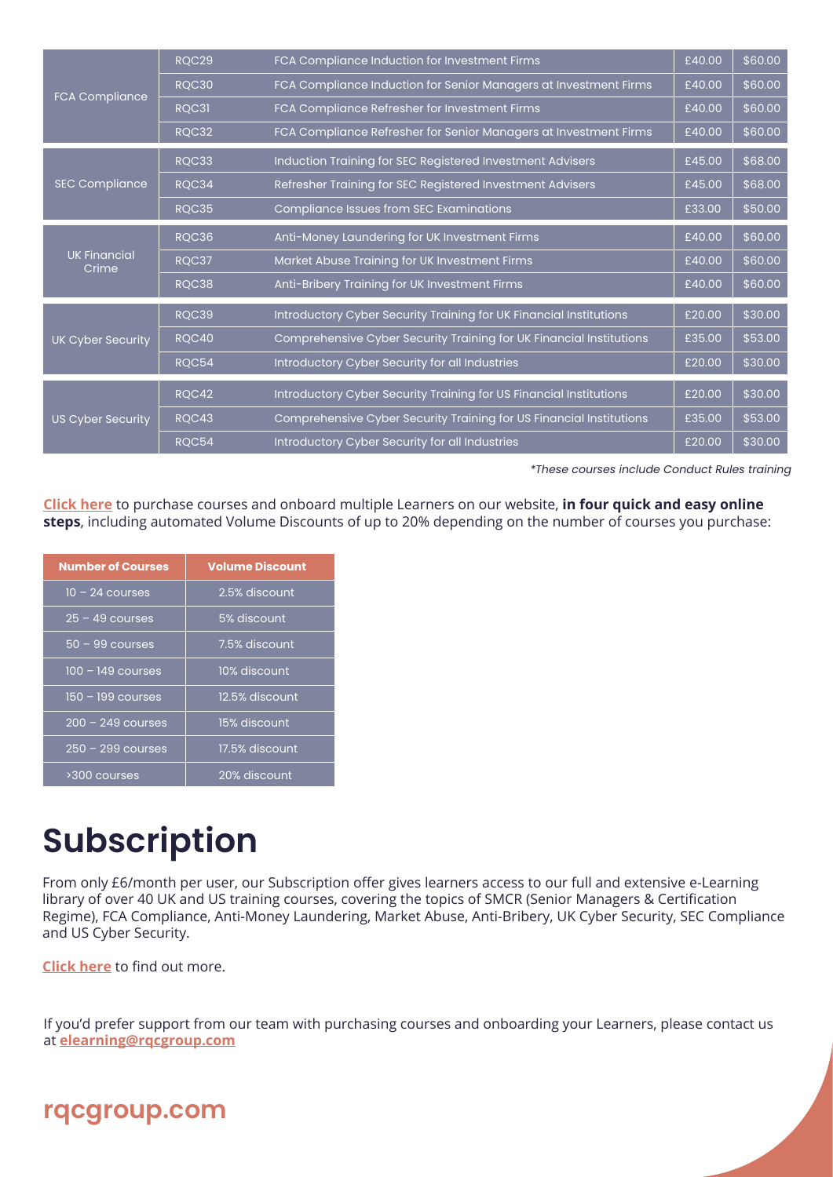| | | | | |
|---|---|---|---|---|
| FCA Compliance | RQC29 | FCA Compliance Induction for Investment Firms | £40.00 | $60.00 |
| | RQC30 | FCA Compliance Induction for Senior Managers at Investment Firms | £40.00 | $60.00 |
| | RQC31 | FCA Compliance Refresher for Investment Firms | £40.00 | $60.00 |
| | RQC32 | FCA Compliance Refresher for Senior Managers at Investment Firms | £40.00 | $60.00 |
| SEC Compliance | RQC33 | Induction Training for SEC Registered Investment Advisers | £45.00 | $68.00 |
| | RQC34 | Refresher Training for SEC Registered Investment Advisers | £45.00 | $68.00 |
| | RQC35 | Compliance Issues from SEC Examinations | £33.00 | $50.00 |
| UK Financial Crime | RQC36 | Anti-Money Laundering for UK Investment Firms | £40.00 | $60.00 |
| | RQC37 | Market Abuse Training for UK Investment Firms | £40.00 | $60.00 |
| | RQC38 | Anti-Bribery Training for UK Investment Firms | £40.00 | $60.00 |
| UK Cyber Security | RQC39 | Introductory Cyber Security Training for UK Financial Institutions | £20.00 | $30.00 |
| | RQC40 | Comprehensive Cyber Security Training for UK Financial Institutions | £35.00 | $53.00 |
| | RQC54 | Introductory Cyber Security for all Industries | £20.00 | $30.00 |
| US Cyber Security | RQC42 | Introductory Cyber Security Training for US Financial Institutions | £20.00 | $30.00 |
| | RQC43 | Comprehensive Cyber Security Training for US Financial Institutions | £35.00 | $53.00 |
| | RQC54 | Introductory Cyber Security for all Industries | £20.00 | $30.00 |

*\*These courses include Conduct Rules training*

**Click here** to purchase courses and onboard multiple Learners on our website, **in four quick and easy online steps**, including automated Volume Discounts of up to 20% depending on the number of courses you purchase:

| Number of Courses | Volume Discount |
|---|---|
| 10 – 24 courses | 2.5% discount |
| 25 – 49 courses | 5% discount |
| 50 – 99 courses | 7.5% discount |
| 100 – 149 courses | 10% discount |
| 150 – 199 courses | 12.5% discount |
| 200 – 249 courses | 15% discount |
| 250 – 299 courses | 17.5% discount |
| >300 courses | 20% discount |

# Subscription

From only £6/month per user, our Subscription offer gives learners access to our full and extensive e-Learning library of over 40 UK and US training courses, covering the topics of SMCR (Senior Managers & Certification Regime), FCA Compliance, Anti-Money Laundering, Market Abuse, Anti-Bribery, UK Cyber Security, SEC Compliance and US Cyber Security.

**Click here** to find out more.

If you'd prefer support from our team with purchasing courses and onboarding your Learners, please contact us at **elearning@rqcgroup.com**

## rqcgroup.com